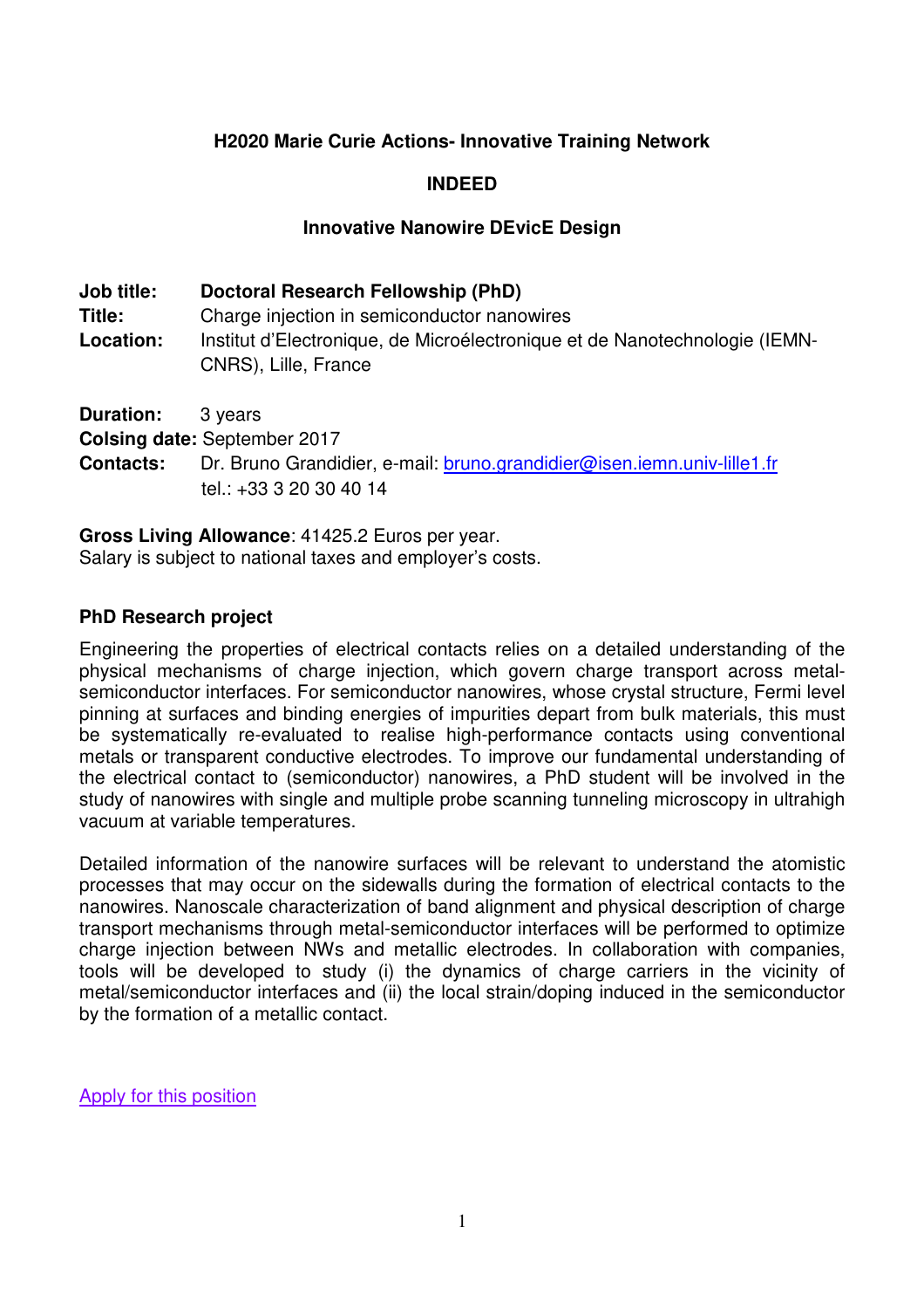**H2020 Marie Curie Actions- Innovative Training Network**

**INDEED**

**Innovative Nanowire DEvicE Design**

**Job title:** **Doctoral Research Fellowship (PhD)**
**Title:** Charge injection in semiconductor nanowires
**Location:** Institut d'Electronique, de Microélectronique et de Nanotechnologie (IEMN-CNRS), Lille, France

**Duration:** 3 years
**Colsing date:** September 2017
**Contacts:** Dr. Bruno Grandidier, e-mail: [bruno.grandidier@isen.iemn.univ-lille1.fr](mailto:bruno.grandidier@isen.iemn.univ-lille1.fr)
tel.: +33 3 20 30 40 14

**Gross Living Allowance**: 41425.2 Euros per year.
Salary is subject to national taxes and employer's costs.

**PhD Research project**

Engineering the properties of electrical contacts relies on a detailed understanding of the physical mechanisms of charge injection, which govern charge transport across metal-semiconductor interfaces. For semiconductor nanowires, whose crystal structure, Fermi level pinning at surfaces and binding energies of impurities depart from bulk materials, this must be systematically re-evaluated to realise high-performance contacts using conventional metals or transparent conductive electrodes. To improve our fundamental understanding of the electrical contact to (semiconductor) nanowires, a PhD student will be involved in the study of nanowires with single and multiple probe scanning tunneling microscopy in ultrahigh vacuum at variable temperatures.

Detailed information of the nanowire surfaces will be relevant to understand the atomistic processes that may occur on the sidewalls during the formation of electrical contacts to the nanowires. Nanoscale characterization of band alignment and physical description of charge transport mechanisms through metal-semiconductor interfaces will be performed to optimize charge injection between NWs and metallic electrodes. In collaboration with companies, tools will be developed to study (i) the dynamics of charge carriers in the vicinity of metal/semiconductor interfaces and (ii) the local strain/doping induced in the semiconductor by the formation of a metallic contact.

Apply for this position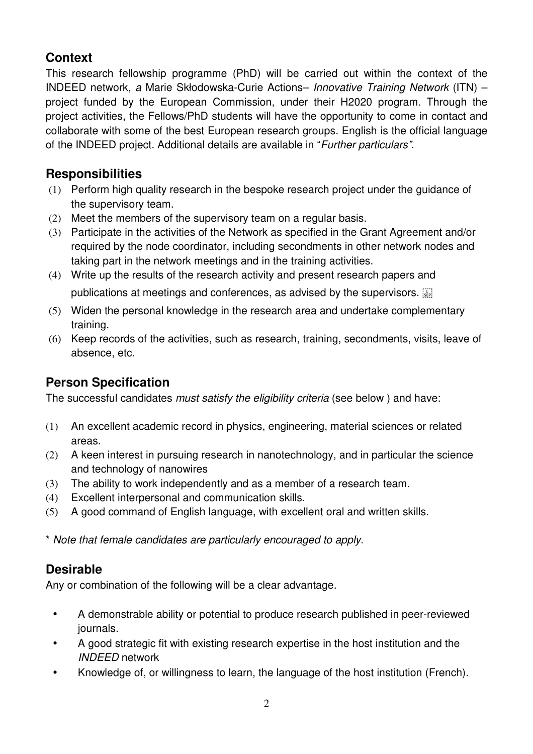## Context

This research fellowship programme (PhD) will be carried out within the context of the INDEED network*, a* Marie Skłodowska-Curie Actions– *Innovative Training Network* (ITN) – project funded by the European Commission, under their H2020 program. Through the project activities, the Fellows/PhD students will have the opportunity to come in contact and collaborate with some of the best European research groups. English is the official language of the INDEED project. Additional details are available in "*Further particulars"*.

## Responsibilities

(1) Perform high quality research in the bespoke research project under the guidance of the supervisory team.
(2) Meet the members of the supervisory team on a regular basis.
(3) Participate in the activities of the Network as specified in the Grant Agreement and/or required by the node coordinator, including secondments in other network nodes and taking part in the network meetings and in the training activities.
(4) Write up the results of the research activity and present research papers and publications at meetings and conferences, as advised by the supervisors.
(5) Widen the personal knowledge in the research area and undertake complementary training.
(6) Keep records of the activities, such as research, training, secondments, visits, leave of absence, etc.

## Person Specification

The successful candidates *must satisfy the eligibility criteria* (see below ) and have:

(1) An excellent academic record in physics, engineering, material sciences or related areas.
(2) A keen interest in pursuing research in nanotechnology, and in particular the science and technology of nanowires
(3) The ability to work independently and as a member of a research team.
(4) Excellent interpersonal and communication skills.
(5) A good command of English language, with excellent oral and written skills.

\* *Note that female candidates are particularly encouraged to apply*.

## Desirable

Any or combination of the following will be a clear advantage.

- A demonstrable ability or potential to produce research published in peer-reviewed journals.
- A good strategic fit with existing research expertise in the host institution and the *INDEED* network
- Knowledge of, or willingness to learn, the language of the host institution (French).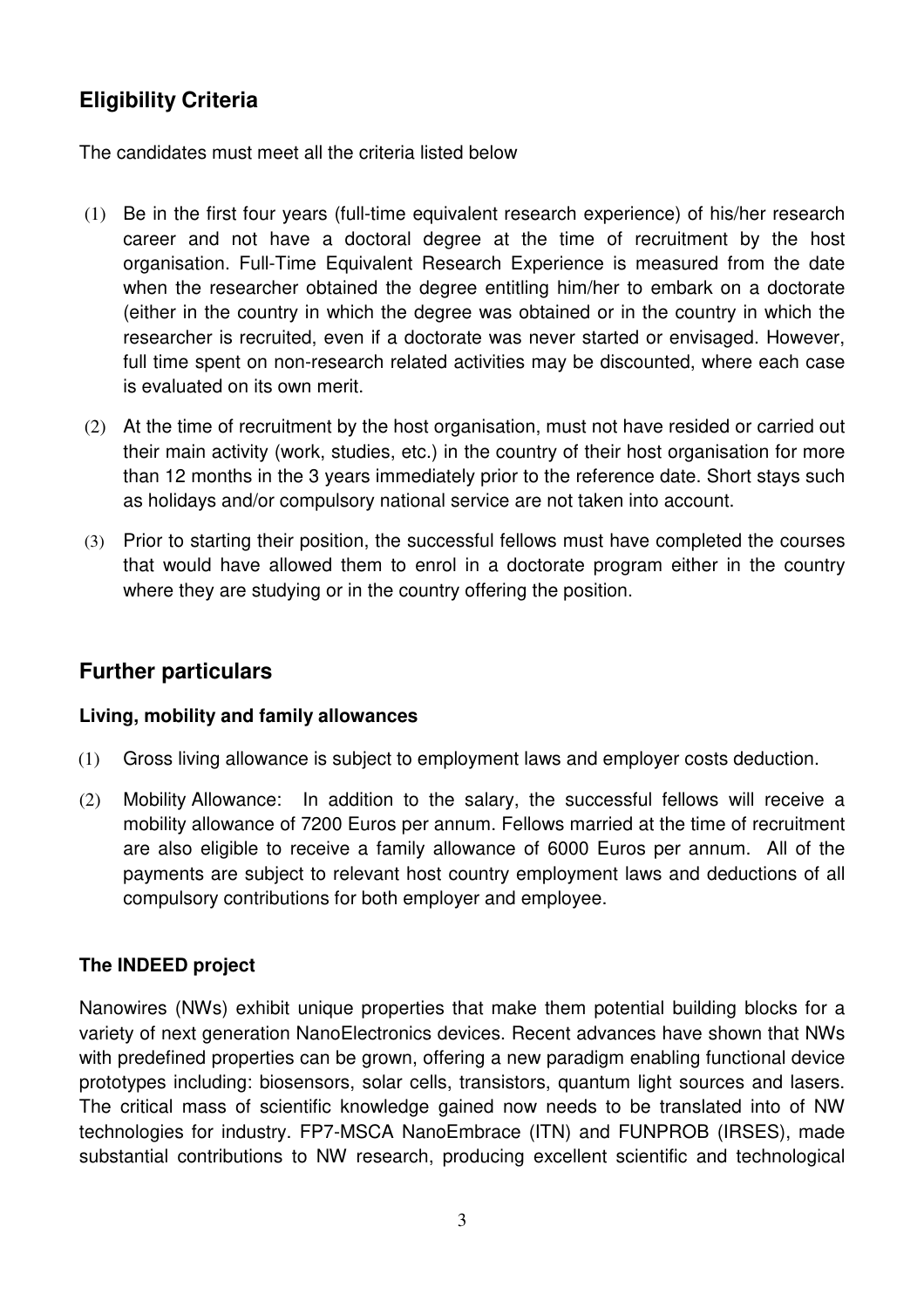## Eligibility Criteria

The candidates must meet all the criteria listed below

(1) Be in the first four years (full-time equivalent research experience) of his/her research career and not have a doctoral degree at the time of recruitment by the host organisation. Full-Time Equivalent Research Experience is measured from the date when the researcher obtained the degree entitling him/her to embark on a doctorate (either in the country in which the degree was obtained or in the country in which the researcher is recruited, even if a doctorate was never started or envisaged. However, full time spent on non-research related activities may be discounted, where each case is evaluated on its own merit.

(2) At the time of recruitment by the host organisation, must not have resided or carried out their main activity (work, studies, etc.) in the country of their host organisation for more than 12 months in the 3 years immediately prior to the reference date. Short stays such as holidays and/or compulsory national service are not taken into account.

(3) Prior to starting their position, the successful fellows must have completed the courses that would have allowed them to enrol in a doctorate program either in the country where they are studying or in the country offering the position.

## Further particulars

### Living, mobility and family allowances

(1) Gross living allowance is subject to employment laws and employer costs deduction.

(2) Mobility Allowance: In addition to the salary, the successful fellows will receive a mobility allowance of 7200 Euros per annum. Fellows married at the time of recruitment are also eligible to receive a family allowance of 6000 Euros per annum. All of the payments are subject to relevant host country employment laws and deductions of all compulsory contributions for both employer and employee.

### The INDEED project

Nanowires (NWs) exhibit unique properties that make them potential building blocks for a variety of next generation NanoElectronics devices. Recent advances have shown that NWs with predefined properties can be grown, offering a new paradigm enabling functional device prototypes including: biosensors, solar cells, transistors, quantum light sources and lasers. The critical mass of scientific knowledge gained now needs to be translated into of NW technologies for industry. FP7-MSCA NanoEmbrace (ITN) and FUNPROB (IRSES), made substantial contributions to NW research, producing excellent scientific and technological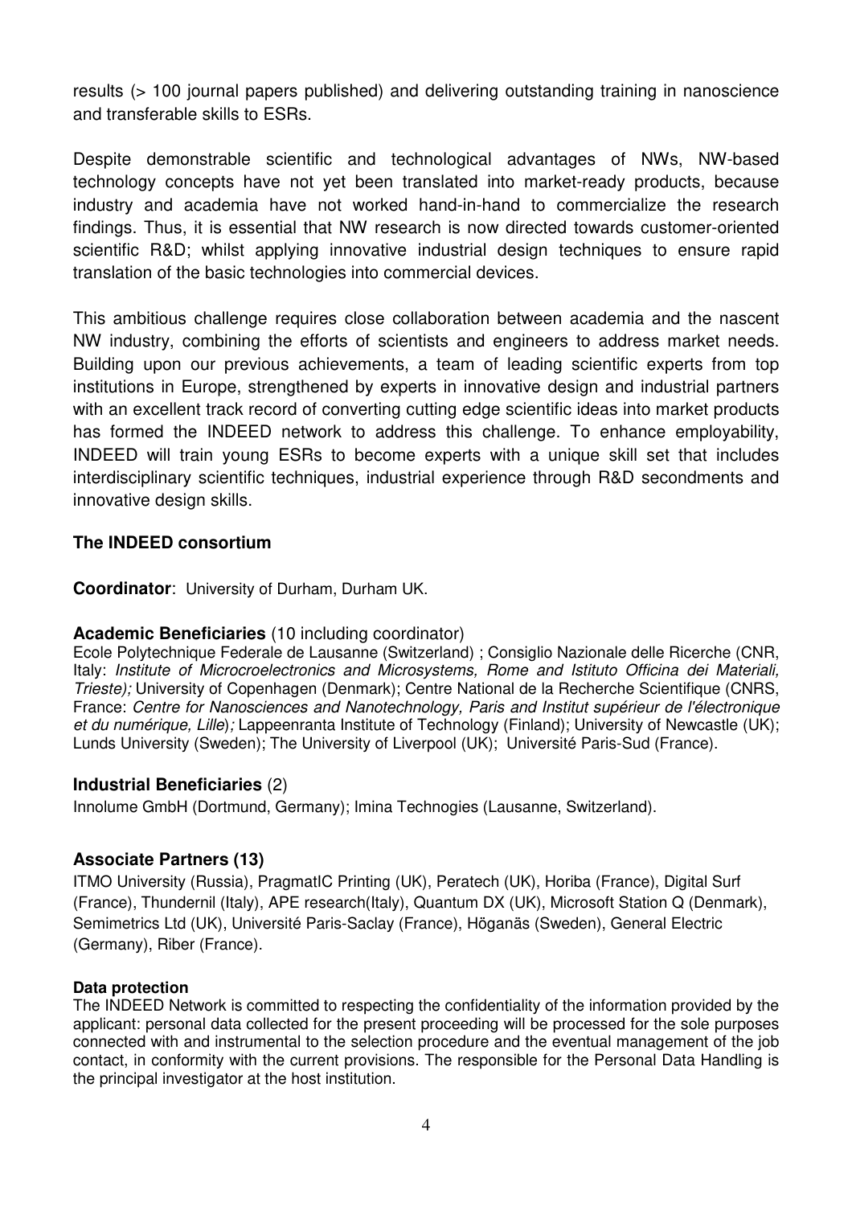results (> 100 journal papers published) and delivering outstanding training in nanoscience and transferable skills to ESRs.

Despite demonstrable scientific and technological advantages of NWs, NW-based technology concepts have not yet been translated into market-ready products, because industry and academia have not worked hand-in-hand to commercialize the research findings. Thus, it is essential that NW research is now directed towards customer-oriented scientific R&D; whilst applying innovative industrial design techniques to ensure rapid translation of the basic technologies into commercial devices.

This ambitious challenge requires close collaboration between academia and the nascent NW industry, combining the efforts of scientists and engineers to address market needs. Building upon our previous achievements, a team of leading scientific experts from top institutions in Europe, strengthened by experts in innovative design and industrial partners with an excellent track record of converting cutting edge scientific ideas into market products has formed the INDEED network to address this challenge. To enhance employability, INDEED will train young ESRs to become experts with a unique skill set that includes interdisciplinary scientific techniques, industrial experience through R&D secondments and innovative design skills.

## The INDEED consortium

**Coordinator**: University of Durham, Durham UK.

### Academic Beneficiaries (10 including coordinator)

Ecole Polytechnique Federale de Lausanne (Switzerland) ; Consiglio Nazionale delle Ricerche (CNR, Italy: *Institute of Microcroelectronics and Microsystems, Rome and Istituto Officina dei Materiali, Trieste);* University of Copenhagen (Denmark); Centre National de la Recherche Scientifique (CNRS, France: *Centre for Nanosciences and Nanotechnology, Paris and Institut supérieur de l'électronique et du numérique, Lille*)*;* Lappeenranta Institute of Technology (Finland); University of Newcastle (UK); Lunds University (Sweden); The University of Liverpool (UK); Université Paris-Sud (France).

### Industrial Beneficiaries (2)

Innolume GmbH (Dortmund, Germany); Imina Technogies (Lausanne, Switzerland).

### Associate Partners (13)

ITMO University (Russia), PragmatIC Printing (UK), Peratech (UK), Horiba (France), Digital Surf (France), Thundernil (Italy), APE research(Italy), Quantum DX (UK), Microsoft Station Q (Denmark), Semimetrics Ltd (UK), Université Paris-Saclay (France), Höganäs (Sweden), General Electric (Germany), Riber (France).

#### Data protection

The INDEED Network is committed to respecting the confidentiality of the information provided by the applicant: personal data collected for the present proceeding will be processed for the sole purposes connected with and instrumental to the selection procedure and the eventual management of the job contact, in conformity with the current provisions. The responsible for the Personal Data Handling is the principal investigator at the host institution.